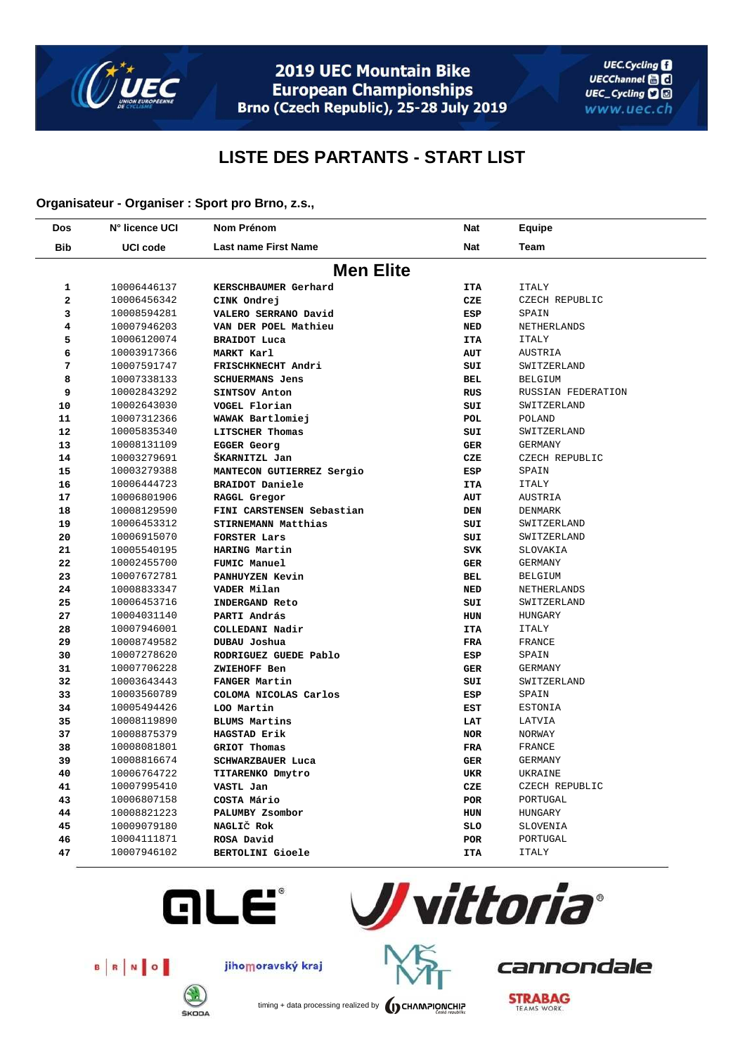# 2019 UEC Mountain Bike European Championships

Brno (Czech Republic), 25-28 July 2019

## LISTE DES PARTANTS - START LIST

**Organisateur - Organiser : Sport pro Brno, z.s.,**

| Dos<br>Bib | N° licence UCI<br>UCI code | Nom Prénom<br>Last name First Name | Nat<br>Nat | Equipe<br>Team |
|---|---|---|---|---|
| | | **Men Elite** | | |
| 1 | 10006446137 | KERSCHBAUMER Gerhard | ITA | ITALY |
| 2 | 10006456342 | CINK Ondrej | CZE | CZECH REPUBLIC |
| 3 | 10008594281 | VALERO SERRANO David | ESP | SPAIN |
| 4 | 10007946203 | VAN DER POEL Mathieu | NED | NETHERLANDS |
| 5 | 10006120074 | BRAIDOT Luca | ITA | ITALY |
| 6 | 10003917366 | MARKT Karl | AUT | AUSTRIA |
| 7 | 10007591747 | FRISCHKNECHT Andri | SUI | SWITZERLAND |
| 8 | 10007338133 | SCHUERMANS Jens | BEL | BELGIUM |
| 9 | 10002843292 | SINTSOV Anton | RUS | RUSSIAN FEDERATION |
| 10 | 10002643030 | VOGEL Florian | SUI | SWITZERLAND |
| 11 | 10007312366 | WAWAK Bartlomiej | POL | POLAND |
| 12 | 10005835340 | LITSCHER Thomas | SUI | SWITZERLAND |
| 13 | 10008131109 | EGGER Georg | GER | GERMANY |
| 14 | 10003279691 | ŠKARNITZL Jan | CZE | CZECH REPUBLIC |
| 15 | 10003279388 | MANTECON GUTIERREZ Sergio | ESP | SPAIN |
| 16 | 10006444723 | BRAIDOT Daniele | ITA | ITALY |
| 17 | 10006801906 | RAGGL Gregor | AUT | AUSTRIA |
| 18 | 10008129590 | FINI CARSTENSEN Sebastian | DEN | DENMARK |
| 19 | 10006453312 | STIRNEMANN Matthias | SUI | SWITZERLAND |
| 20 | 10006915070 | FORSTER Lars | SUI | SWITZERLAND |
| 21 | 10005540195 | HARING Martin | SVK | SLOVAKIA |
| 22 | 10002455700 | FUMIC Manuel | GER | GERMANY |
| 23 | 10007672781 | PANHUYZEN Kevin | BEL | BELGIUM |
| 24 | 10008833347 | VADER Milan | NED | NETHERLANDS |
| 25 | 10006453716 | INDERGAND Reto | SUI | SWITZERLAND |
| 27 | 10004031140 | PARTI András | HUN | HUNGARY |
| 28 | 10007946001 | COLLEDANI Nadir | ITA | ITALY |
| 29 | 10008749582 | DUBAU Joshua | FRA | FRANCE |
| 30 | 10007278620 | RODRIGUEZ GUEDE Pablo | ESP | SPAIN |
| 31 | 10007706228 | ZWIEHOFF Ben | GER | GERMANY |
| 32 | 10003643443 | FANGER Martin | SUI | SWITZERLAND |
| 33 | 10003560789 | COLOMA NICOLAS Carlos | ESP | SPAIN |
| 34 | 10005494426 | LOO Martin | EST | ESTONIA |
| 35 | 10008119890 | BLUMS Martins | LAT | LATVIA |
| 37 | 10008875379 | HAGSTAD Erik | NOR | NORWAY |
| 38 | 10008081801 | GRIOT Thomas | FRA | FRANCE |
| 39 | 10008816674 | SCHWARZBAUER Luca | GER | GERMANY |
| 40 | 10006764722 | TITARENKO Dmytro | UKR | UKRAINE |
| 41 | 10007995410 | VASTL Jan | CZE | CZECH REPUBLIC |
| 43 | 10006807158 | COSTA Mário | POR | PORTUGAL |
| 44 | 10008821223 | PALUMBY Zsombor | HUN | HUNGARY |
| 45 | 10009079180 | NAGLIČ Rok | SLO | SLOVENIA |
| 46 | 10004111871 | ROSA David | POR | PORTUGAL |
| 47 | 10007946102 | BERTOLINI Gioele | ITA | ITALY |

timing + data processing realized by CHAMPIONCHIP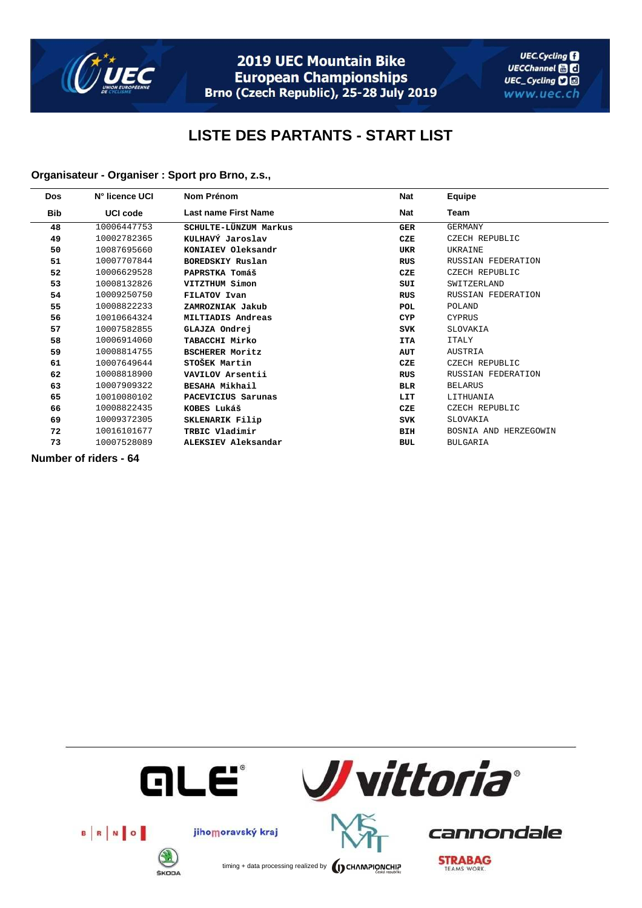## LISTE DES PARTANTS - START LIST

**Organisateur - Organiser : Sport pro Brno, z.s.,**

| Dos<br>Bib | N° licence UCI<br>UCI code | Nom Prénom<br>Last name First Name | Nat<br>Nat | Equipe<br>Team |
|---|---|---|---|---|
| 48 | 10006447753 | SCHULTE-LÜNZUM Markus | GER | GERMANY |
| 49 | 10002782365 | KULHAVÝ Jaroslav | CZE | CZECH REPUBLIC |
| 50 | 10087695660 | KONIAIEV Oleksandr | UKR | UKRAINE |
| 51 | 10007707844 | BOREDSKIY Ruslan | RUS | RUSSIAN FEDERATION |
| 52 | 10006629528 | PAPRSTKA Tomáš | CZE | CZECH REPUBLIC |
| 53 | 10008132826 | VITZTHUM Simon | SUI | SWITZERLAND |
| 54 | 10009250750 | FILATOV Ivan | RUS | RUSSIAN FEDERATION |
| 55 | 10008822233 | ZAMROZNIAK Jakub | POL | POLAND |
| 56 | 10010664324 | MILTIADIS Andreas | CYP | CYPRUS |
| 57 | 10007582855 | GLAJZA Ondrej | SVK | SLOVAKIA |
| 58 | 10006914060 | TABACCHI Mirko | ITA | ITALY |
| 59 | 10008814755 | BSCHERER Moritz | AUT | AUSTRIA |
| 61 | 10007649644 | STOŠEK Martin | CZE | CZECH REPUBLIC |
| 62 | 10008818900 | VAVILOV Arsentii | RUS | RUSSIAN FEDERATION |
| 63 | 10007909322 | BESAHA Mikhail | BLR | BELARUS |
| 65 | 10010080102 | PACEVICIUS Sarunas | LIT | LITHUANIA |
| 66 | 10008822435 | KOBES Lukáš | CZE | CZECH REPUBLIC |
| 69 | 10009372305 | SKLENARIK Filip | SVK | SLOVAKIA |
| 72 | 10016101677 | TRBIC Vladimir | BIH | BOSNIA AND HERZEGOWIN |
| 73 | 10007528089 | ALEKSIEV Aleksandar | BUL | BULGARIA |

**Number of riders - 64**

timing + data processing realized by CHAMPIONCHIP